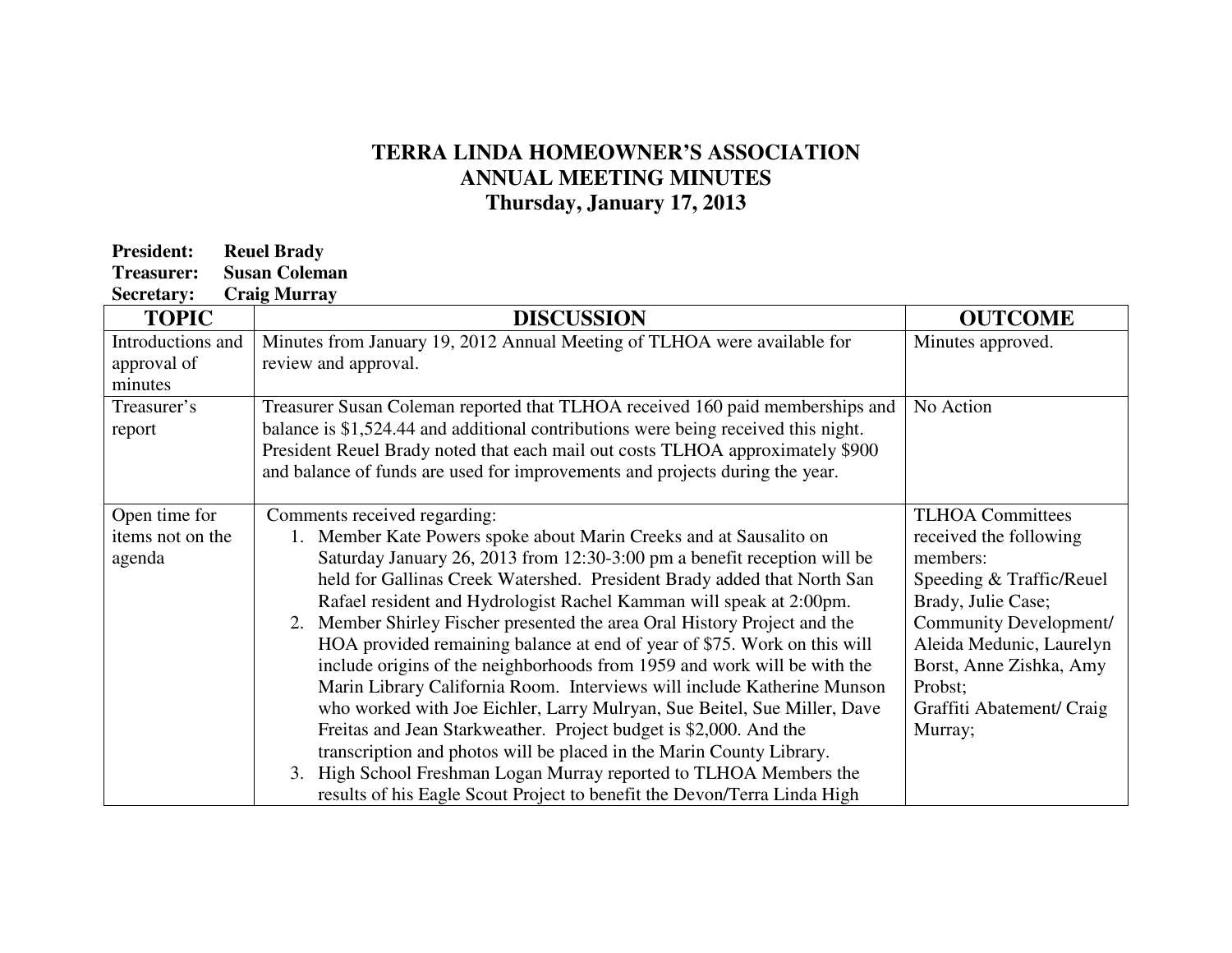# TERRA LINDA HOMEOWNER'S ASSOCIATION
## ANNUAL MEETING MINUTES
### Thursday, January 17, 2013

**President:** **Reuel Brady**
**Treasurer:** **Susan Coleman**
**Secretary:** **Craig Murray**

| TOPIC | DISCUSSION | OUTCOME |
|---|---|---|
| Introductions and approval of minutes | Minutes from January 19, 2012 Annual Meeting of TLHOA were available for review and approval. | Minutes approved. |
| Treasurer's report | Treasurer Susan Coleman reported that TLHOA received 160 paid memberships and balance is $1,524.44 and additional contributions were being received this night. President Reuel Brady noted that each mail out costs TLHOA approximately $900 and balance of funds are used for improvements and projects during the year. | No Action |
| Open time for items not on the agenda | Comments received regarding:<br>1. Member Kate Powers spoke about Marin Creeks and at Sausalito on Saturday January 26, 2013 from 12:30-3:00 pm a benefit reception will be held for Gallinas Creek Watershed. President Brady added that North San Rafael resident and Hydrologist Rachel Kamman will speak at 2:00pm.<br>2. Member Shirley Fischer presented the area Oral History Project and the HOA provided remaining balance at end of year of $75. Work on this will include origins of the neighborhoods from 1959 and work will be with the Marin Library California Room. Interviews will include Katherine Munson who worked with Joe Eichler, Larry Mulryan, Sue Beitel, Sue Miller, Dave Freitas and Jean Starkweather. Project budget is $2,000. And the transcription and photos will be placed in the Marin County Library.<br>3. High School Freshman Logan Murray reported to TLHOA Members the results of his Eagle Scout Project to benefit the Devon/Terra Linda High | TLHOA Committees received the following members:<br>Speeding & Traffic/Reuel Brady, Julie Case;<br>Community Development/ Aleida Medunic, Laurelyn Borst, Anne Zishka, Amy Probst;<br>Graffiti Abatement/ Craig Murray; |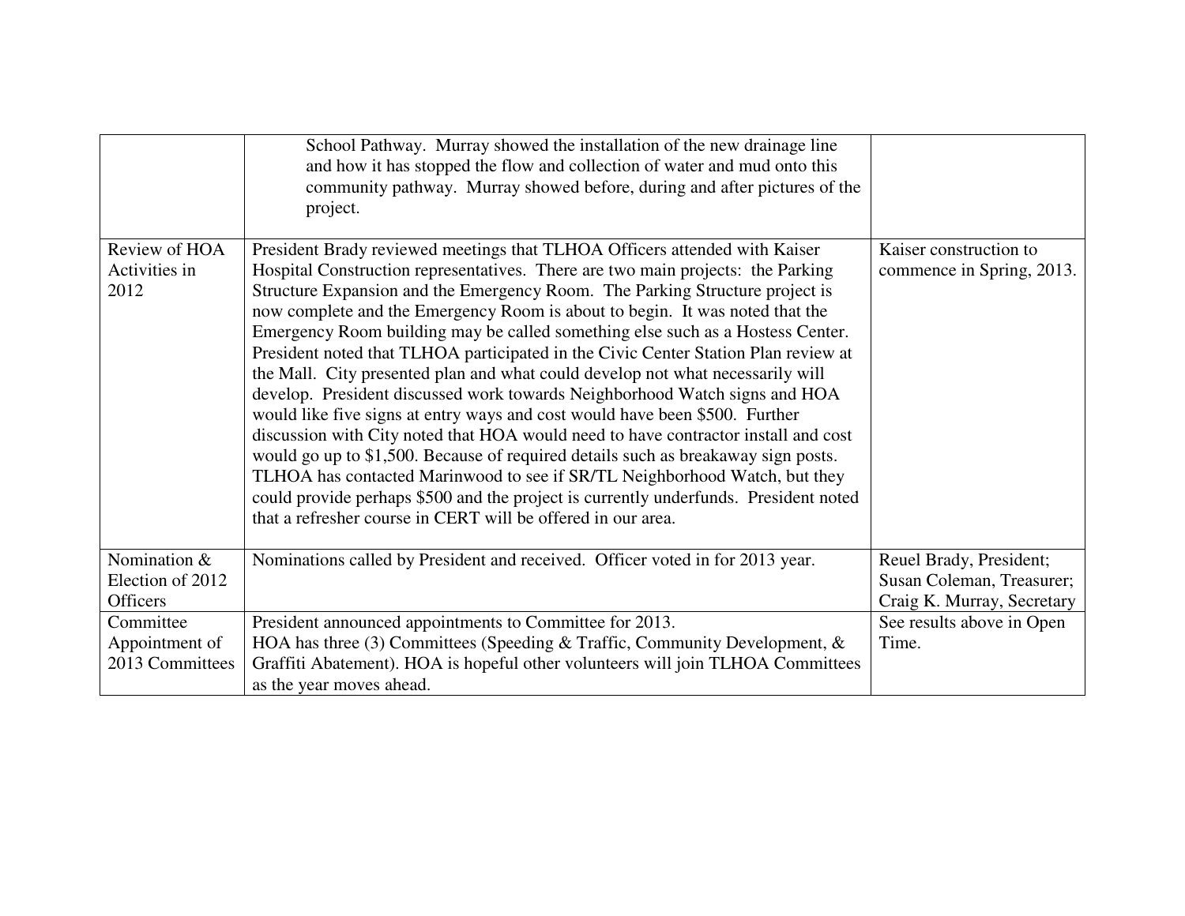| | | |
|---|---|---|
| | School Pathway. Murray showed the installation of the new drainage line and how it has stopped the flow and collection of water and mud onto this community pathway. Murray showed before, during and after pictures of the project. | |
| Review of HOA Activities in 2012 | President Brady reviewed meetings that TLHOA Officers attended with Kaiser Hospital Construction representatives. There are two main projects: the Parking Structure Expansion and the Emergency Room. The Parking Structure project is now complete and the Emergency Room is about to begin. It was noted that the Emergency Room building may be called something else such as a Hostess Center. President noted that TLHOA participated in the Civic Center Station Plan review at the Mall. City presented plan and what could develop not what necessarily will develop. President discussed work towards Neighborhood Watch signs and HOA would like five signs at entry ways and cost would have been $500. Further discussion with City noted that HOA would need to have contractor install and cost would go up to $1,500. Because of required details such as breakaway sign posts. TLHOA has contacted Marinwood to see if SR/TL Neighborhood Watch, but they could provide perhaps $500 and the project is currently underfunds. President noted that a refresher course in CERT will be offered in our area. | Kaiser construction to commence in Spring, 2013. |
| Nomination & Election of 2012 Officers | Nominations called by President and received. Officer voted in for 2013 year. | Reuel Brady, President; Susan Coleman, Treasurer; Craig K. Murray, Secretary |
| Committee Appointment of 2013 Committees | President announced appointments to Committee for 2013.<br>HOA has three (3) Committees (Speeding & Traffic, Community Development, & Graffiti Abatement). HOA is hopeful other volunteers will join TLHOA Committees as the year moves ahead. | See results above in Open Time. |